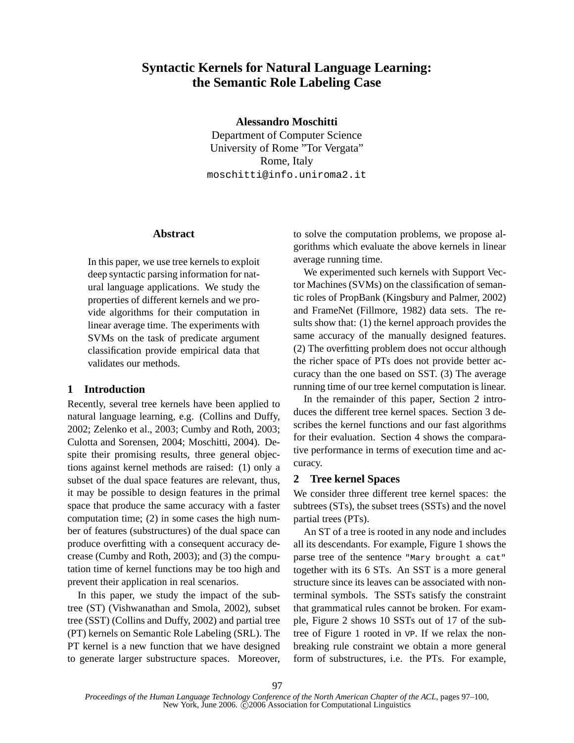# Syntactic Kernels for Natural Language Learning: the Semantic Role Labeling Case

**Alessandro Moschitti**
Department of Computer Science
University of Rome "Tor Vergata"
Rome, Italy
moschitti@info.uniroma2.it

## Abstract

In this paper, we use tree kernels to exploit deep syntactic parsing information for natural language applications. We study the properties of different kernels and we provide algorithms for their computation in linear average time. The experiments with SVMs on the task of predicate argument classification provide empirical data that validates our methods.

## 1 Introduction

Recently, several tree kernels have been applied to natural language learning, e.g. (Collins and Duffy, 2002; Zelenko et al., 2003; Cumby and Roth, 2003; Culotta and Sorensen, 2004; Moschitti, 2004). Despite their promising results, three general objections against kernel methods are raised: (1) only a subset of the dual space features are relevant, thus, it may be possible to design features in the primal space that produce the same accuracy with a faster computation time; (2) in some cases the high number of features (substructures) of the dual space can produce overfitting with a consequent accuracy decrease (Cumby and Roth, 2003); and (3) the computation time of kernel functions may be too high and prevent their application in real scenarios.

In this paper, we study the impact of the subtree (ST) (Vishwanathan and Smola, 2002), subset tree (SST) (Collins and Duffy, 2002) and partial tree (PT) kernels on Semantic Role Labeling (SRL). The PT kernel is a new function that we have designed to generate larger substructure spaces. Moreover, to solve the computation problems, we propose algorithms which evaluate the above kernels in linear average running time.

We experimented such kernels with Support Vector Machines (SVMs) on the classification of semantic roles of PropBank (Kingsbury and Palmer, 2002) and FrameNet (Fillmore, 1982) data sets. The results show that: (1) the kernel approach provides the same accuracy of the manually designed features. (2) The overfitting problem does not occur although the richer space of PTs does not provide better accuracy than the one based on SST. (3) The average running time of our tree kernel computation is linear.

In the remainder of this paper, Section 2 introduces the different tree kernel spaces. Section 3 describes the kernel functions and our fast algorithms for their evaluation. Section 4 shows the comparative performance in terms of execution time and accuracy.

## 2 Tree kernel Spaces

We consider three different tree kernel spaces: the subtrees (STs), the subset trees (SSTs) and the novel partial trees (PTs).

An ST of a tree is rooted in any node and includes all its descendants. For example, Figure 1 shows the parse tree of the sentence "Mary brought a cat" together with its 6 STs. An SST is a more general structure since its leaves can be associated with non-terminal symbols. The SSTs satisfy the constraint that grammatical rules cannot be broken. For example, Figure 2 shows 10 SSTs out of 17 of the subtree of Figure 1 rooted in VP. If we relax the non-breaking rule constraint we obtain a more general form of substructures, i.e. the PTs. For example,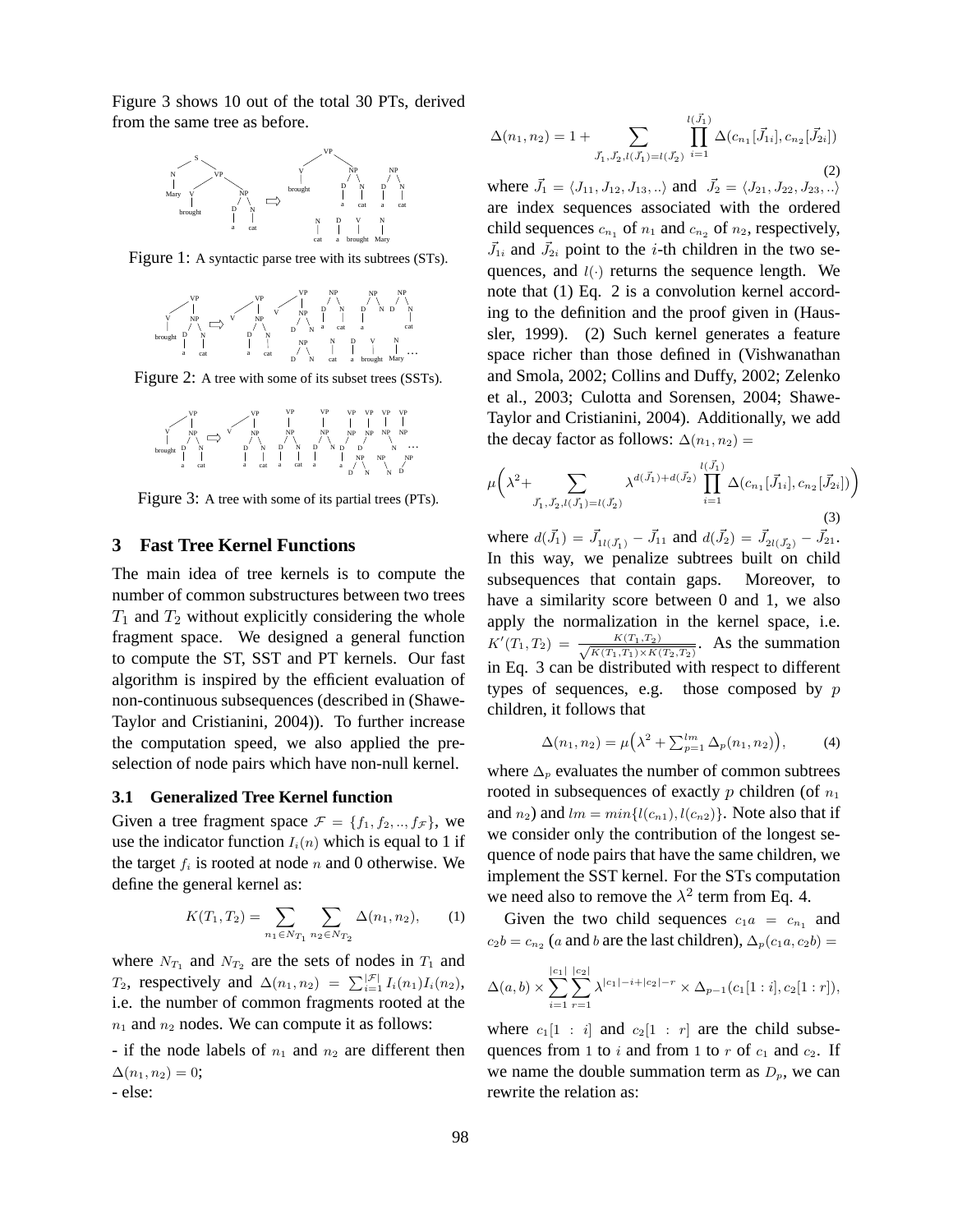Figure 3 shows 10 out of the total 30 PTs, derived from the same tree as before.

Figure 1: A syntactic parse tree with its subtrees (STs).

Figure 2: A tree with some of its subset trees (SSTs).

Figure 3: A tree with some of its partial trees (PTs).

## 3 Fast Tree Kernel Functions

The main idea of tree kernels is to compute the number of common substructures between two trees $T_1$ and $T_2$ without explicitly considering the whole fragment space. We designed a general function to compute the ST, SST and PT kernels. Our fast algorithm is inspired by the efficient evaluation of non-continuous subsequences (described in (Shawe-Taylor and Cristianini, 2004)). To further increase the computation speed, we also applied the pre-selection of node pairs which have non-null kernel.

### 3.1 Generalized Tree Kernel function

Given a tree fragment space $\mathcal{F} = \{f_1, f_2, .., f_{\mathcal{F}}\}$, we use the indicator function $I_i(n)$ which is equal to 1 if the target $f_i$ is rooted at node $n$ and 0 otherwise. We define the general kernel as:

$$K(T_1, T_2) = \sum_{n_1 \in N_{T_1}} \sum_{n_2 \in N_{T_2}} \Delta(n_1, n_2), \qquad (1)$$

where $N_{T_1}$ and $N_{T_2}$ are the sets of nodes in $T_1$ and $T_2$, respectively and $\Delta(n_1, n_2) = \sum_{i=1}^{|\mathcal{F}|} I_i(n_1) I_i(n_2)$, i.e. the number of common fragments rooted at the $n_1$ and $n_2$ nodes. We can compute it as follows:

- if the node labels of $n_1$ and $n_2$ are different then $\Delta(n_1, n_2) = 0$;
- else:

$$\Delta(n_1, n_2) = 1 + \sum_{\vec{J}_1, \vec{J}_2, l(\vec{J}_1) = l(\vec{J}_2)} \prod_{i=1}^{l(\vec{J}_1)} \Delta(c_{n_1}[\vec{J}_{1i}], c_{n_2}[\vec{J}_{2i}]) \qquad (2)$$

where $\vec{J}_1 = \langle J_{11}, J_{12}, J_{13}, .. \rangle$ and $\vec{J}_2 = \langle J_{21}, J_{22}, J_{23}, .. \rangle$ are index sequences associated with the ordered child sequences $c_{n_1}$ of $n_1$ and $c_{n_2}$ of $n_2$, respectively, $\vec{J}_{1i}$ and $\vec{J}_{2i}$ point to the $i$-th children in the two sequences, and $l(\cdot)$ returns the sequence length. We note that (1) Eq. 2 is a convolution kernel according to the definition and the proof given in (Haussler, 1999). (2) Such kernel generates a feature space richer than those defined in (Vishwanathan and Smola, 2002; Collins and Duffy, 2002; Zelenko et al., 2003; Culotta and Sorensen, 2004; Shawe-Taylor and Cristianini, 2004). Additionally, we add the decay factor as follows: $\Delta(n_1, n_2) =$

$$\mu\Big(\lambda^2 + \sum_{\vec{J}_1, \vec{J}_2, l(\vec{J}_1) = l(\vec{J}_2)} \lambda^{d(\vec{J}_1) + d(\vec{J}_2)} \prod_{i=1}^{l(\vec{J}_1)} \Delta(c_{n_1}[\vec{J}_{1i}], c_{n_2}[\vec{J}_{2i}])\Big) \qquad (3)$$

where $d(\vec{J}_1) = \vec{J}_{1l(\vec{J}_1)} - \vec{J}_{11}$ and $d(\vec{J}_2) = \vec{J}_{2l(\vec{J}_2)} - \vec{J}_{21}$. In this way, we penalize subtrees built on child subsequences that contain gaps. Moreover, to have a similarity score between 0 and 1, we also apply the normalization in the kernel space, i.e. $K'(T_1, T_2) = \frac{K(T_1, T_2)}{\sqrt{K(T_1, T_1) \times K(T_2, T_2)}}$. As the summation in Eq. 3 can be distributed with respect to different types of sequences, e.g. those composed by $p$ children, it follows that

$$\Delta(n_1, n_2) = \mu\Big(\lambda^2 + \sum_{p=1}^{lm} \Delta_p(n_1, n_2)\Big), \qquad (4)$$

where $\Delta_p$ evaluates the number of common subtrees rooted in subsequences of exactly $p$ children (of $n_1$ and $n_2$) and $lm = min\{l(c_{n1}), l(c_{n2})\}$. Note also that if we consider only the contribution of the longest sequence of node pairs that have the same children, we implement the SST kernel. For the STs computation we need also to remove the $\lambda^2$ term from Eq. 4.

Given the two child sequences $c_1 a = c_{n_1}$ and $c_2 b = c_{n_2}$ ($a$ and $b$ are the last children), $\Delta_p(c_1 a, c_2 b) =$

$$\Delta(a, b) \times \sum_{i=1}^{|c_1|} \sum_{r=1}^{|c_2|} \lambda^{|c_1| - i + |c_2| - r} \times \Delta_{p-1}(c_1[1:i], c_2[1:r]),$$

where $c_1[1:i]$ and $c_2[1:r]$ are the child subsequences from 1 to $i$ and from 1 to $r$ of $c_1$ and $c_2$. If we name the double summation term as $D_p$, we can rewrite the relation as: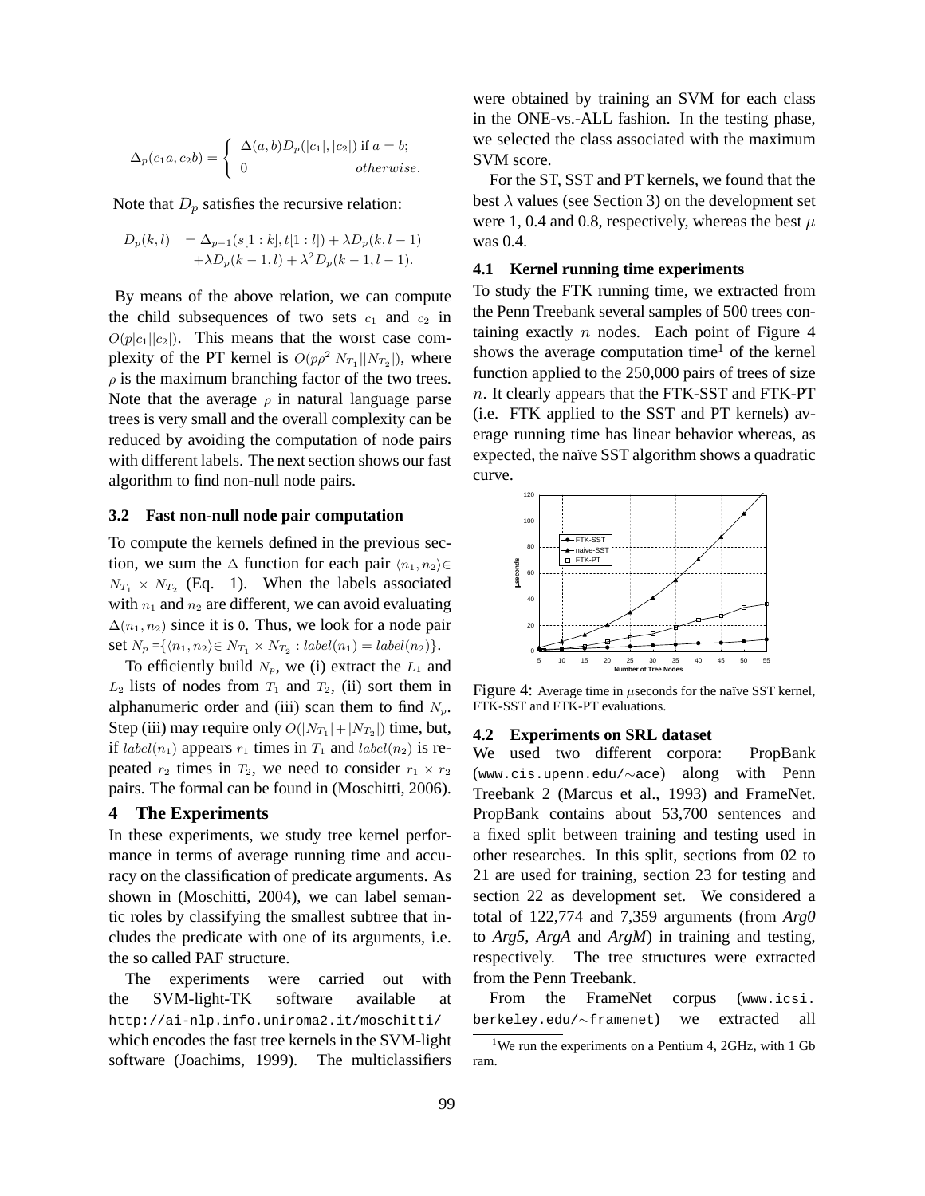$$\Delta_p(c_1 a, c_2 b) = \begin{cases} \Delta(a,b) D_p(|c_1|, |c_2|) & \text{if } a = b; \\ 0 & otherwise. \end{cases}$$

Note that $D_p$ satisfies the recursive relation:

$$\begin{aligned} D_p(k,l) &= \Delta_{p-1}(s[1:k], t[1:l]) + \lambda D_p(k, l-1) \\ &+ \lambda D_p(k-1, l) + \lambda^2 D_p(k-1, l-1). \end{aligned}$$

By means of the above relation, we can compute the child subsequences of two sets $c_1$ and $c_2$ in $O(p|c_1||c_2|)$. This means that the worst case complexity of the PT kernel is $O(p\rho^2|N_{T_1}||N_{T_2}|)$, where $\rho$ is the maximum branching factor of the two trees. Note that the average $\rho$ in natural language parse trees is very small and the overall complexity can be reduced by avoiding the computation of node pairs with different labels. The next section shows our fast algorithm to find non-null node pairs.

### 3.2 Fast non-null node pair computation

To compute the kernels defined in the previous section, we sum the $\Delta$ function for each pair $\langle n_1, n_2 \rangle \in N_{T_1} \times N_{T_2}$ (Eq. 1). When the labels associated with $n_1$ and $n_2$ are different, we can avoid evaluating $\Delta(n_1, n_2)$ since it is 0. Thus, we look for a node pair set $N_p = \{\langle n_1, n_2 \rangle \in N_{T_1} \times N_{T_2} : label(n_1) = label(n_2)\}$.

To efficiently build $N_p$, we (i) extract the $L_1$ and $L_2$ lists of nodes from $T_1$ and $T_2$, (ii) sort them in alphanumeric order and (iii) scan them to find $N_p$. Step (iii) may require only $O(|N_{T_1}| + |N_{T_2}|)$ time, but, if $label(n_1)$ appears $r_1$ times in $T_1$ and $label(n_2)$ is repeated $r_2$ times in $T_2$, we need to consider $r_1 \times r_2$ pairs. The formal can be found in (Moschitti, 2006).

## 4 The Experiments

In these experiments, we study tree kernel performance in terms of average running time and accuracy on the classification of predicate arguments. As shown in (Moschitti, 2004), we can label semantic roles by classifying the smallest subtree that includes the predicate with one of its arguments, i.e. the so called PAF structure.

The experiments were carried out with the SVM-light-TK software available at http://ai-nlp.info.uniroma2.it/moschitti/ which encodes the fast tree kernels in the SVM-light software (Joachims, 1999). The multiclassifiers were obtained by training an SVM for each class in the ONE-vs.-ALL fashion. In the testing phase, we selected the class associated with the maximum SVM score.

For the ST, SST and PT kernels, we found that the best $\lambda$ values (see Section 3) on the development set were 1, 0.4 and 0.8, respectively, whereas the best $\mu$ was 0.4.

### 4.1 Kernel running time experiments

To study the FTK running time, we extracted from the Penn Treebank several samples of 500 trees containing exactly $n$ nodes. Each point of Figure 4 shows the average computation time[1] of the kernel function applied to the 250,000 pairs of trees of size $n$. It clearly appears that the FTK-SST and FTK-PT (i.e. FTK applied to the SST and PT kernels) average running time has linear behavior whereas, as expected, the naïve SST algorithm shows a quadratic curve.

120
100
80
60
40
20
0
µseconds
5 10 15 20 25 30 35 40 45 50 55
Number of Tree Nodes
FTK-SST
naive-SST
FTK-PT

Figure 4: Average time in $\mu$seconds for the naïve SST kernel, FTK-SST and FTK-PT evaluations.

### 4.2 Experiments on SRL dataset

We used two different corpora: PropBank (www.cis.upenn.edu/∼ace) along with Penn Treebank 2 (Marcus et al., 1993) and FrameNet. PropBank contains about 53,700 sentences and a fixed split between training and testing used in other researches. In this split, sections from 02 to 21 are used for training, section 23 for testing and section 22 as development set. We considered a total of 122,774 and 7,359 arguments (from *Arg0* to *Arg5*, *ArgA* and *ArgM*) in training and testing, respectively. The tree structures were extracted from the Penn Treebank.

From the FrameNet corpus (www.icsi.berkeley.edu/∼framenet) we extracted all

[1] We run the experiments on a Pentium 4, 2GHz, with 1 Gb ram.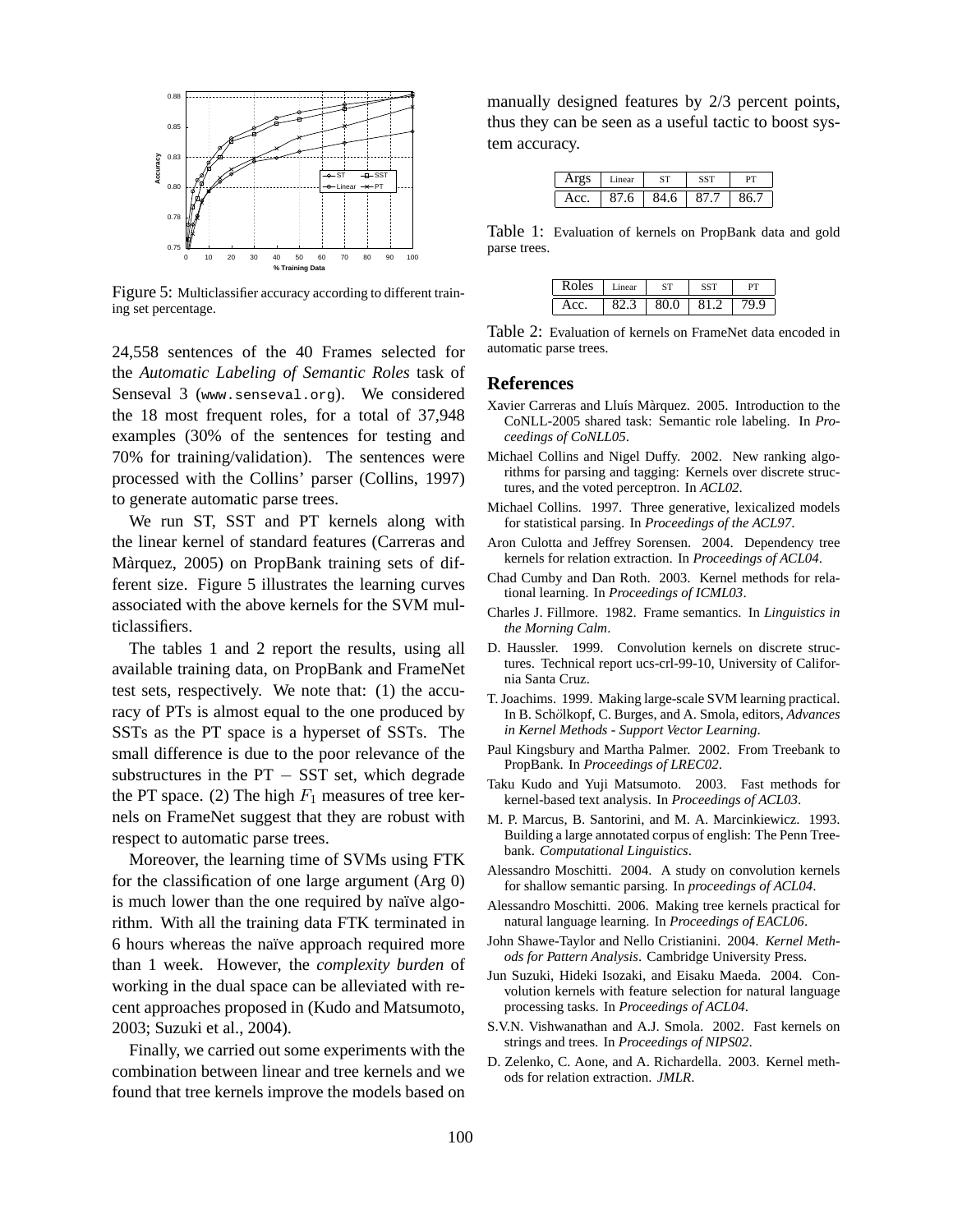0.88
0.85
0.83
0.80
0.78
0.75
Accuracy
0 10 20 30 40 50 60 70 80 90 100
% Training Data
ST SST Linear PT

Figure 5: Multiclassifier accuracy according to different training set percentage.

24,558 sentences of the 40 Frames selected for the *Automatic Labeling of Semantic Roles* task of Senseval 3 (www.senseval.org). We considered the 18 most frequent roles, for a total of 37,948 examples (30% of the sentences for testing and 70% for training/validation). The sentences were processed with the Collins' parser (Collins, 1997) to generate automatic parse trees.

We run ST, SST and PT kernels along with the linear kernel of standard features (Carreras and Màrquez, 2005) on PropBank training sets of different size. Figure 5 illustrates the learning curves associated with the above kernels for the SVM multiclassifiers.

The tables 1 and 2 report the results, using all available training data, on PropBank and FrameNet test sets, respectively. We note that: (1) the accuracy of PTs is almost equal to the one produced by SSTs as the PT space is a hyperset of SSTs. The small difference is due to the poor relevance of the substructures in the PT $-$ SST set, which degrade the PT space. (2) The high $F_1$ measures of tree kernels on FrameNet suggest that they are robust with respect to automatic parse trees.

Moreover, the learning time of SVMs using FTK for the classification of one large argument (Arg 0) is much lower than the one required by naïve algorithm. With all the training data FTK terminated in 6 hours whereas the naïve approach required more than 1 week. However, the *complexity burden* of working in the dual space can be alleviated with recent approaches proposed in (Kudo and Matsumoto, 2003; Suzuki et al., 2004).

Finally, we carried out some experiments with the combination between linear and tree kernels and we found that tree kernels improve the models based on manually designed features by 2/3 percent points, thus they can be seen as a useful tactic to boost system accuracy.

| Args | Linear | ST | SST | PT |
|---|---|---|---|---|
| Acc. | 87.6 | 84.6 | 87.7 | 86.7 |

Table 1: Evaluation of kernels on PropBank data and gold parse trees.

| Roles | Linear | ST | SST | PT |
|---|---|---|---|---|
| Acc. | 82.3 | 80.0 | 81.2 | 79.9 |

Table 2: Evaluation of kernels on FrameNet data encoded in automatic parse trees.

## References

Xavier Carreras and Lluís Màrquez. 2005. Introduction to the CoNLL-2005 shared task: Semantic role labeling. In *Proceedings of CoNLL05*.

Michael Collins and Nigel Duffy. 2002. New ranking algorithms for parsing and tagging: Kernels over discrete structures, and the voted perceptron. In *ACL02*.

Michael Collins. 1997. Three generative, lexicalized models for statistical parsing. In *Proceedings of the ACL97*.

Aron Culotta and Jeffrey Sorensen. 2004. Dependency tree kernels for relation extraction. In *Proceedings of ACL04*.

Chad Cumby and Dan Roth. 2003. Kernel methods for relational learning. In *Proceedings of ICML03*.

Charles J. Fillmore. 1982. Frame semantics. In *Linguistics in the Morning Calm*.

D. Haussler. 1999. Convolution kernels on discrete structures. Technical report ucs-crl-99-10, University of California Santa Cruz.

T. Joachims. 1999. Making large-scale SVM learning practical. In B. Schölkopf, C. Burges, and A. Smola, editors, *Advances in Kernel Methods - Support Vector Learning*.

Paul Kingsbury and Martha Palmer. 2002. From Treebank to PropBank. In *Proceedings of LREC02*.

Taku Kudo and Yuji Matsumoto. 2003. Fast methods for kernel-based text analysis. In *Proceedings of ACL03*.

M. P. Marcus, B. Santorini, and M. A. Marcinkiewicz. 1993. Building a large annotated corpus of english: The Penn Treebank. *Computational Linguistics*.

Alessandro Moschitti. 2004. A study on convolution kernels for shallow semantic parsing. In *proceedings of ACL04*.

Alessandro Moschitti. 2006. Making tree kernels practical for natural language learning. In *Proceedings of EACL06*.

John Shawe-Taylor and Nello Cristianini. 2004. *Kernel Methods for Pattern Analysis*. Cambridge University Press.

Jun Suzuki, Hideki Isozaki, and Eisaku Maeda. 2004. Convolution kernels with feature selection for natural language processing tasks. In *Proceedings of ACL04*.

S.V.N. Vishwanathan and A.J. Smola. 2002. Fast kernels on strings and trees. In *Proceedings of NIPS02*.

D. Zelenko, C. Aone, and A. Richardella. 2003. Kernel methods for relation extraction. *JMLR*.